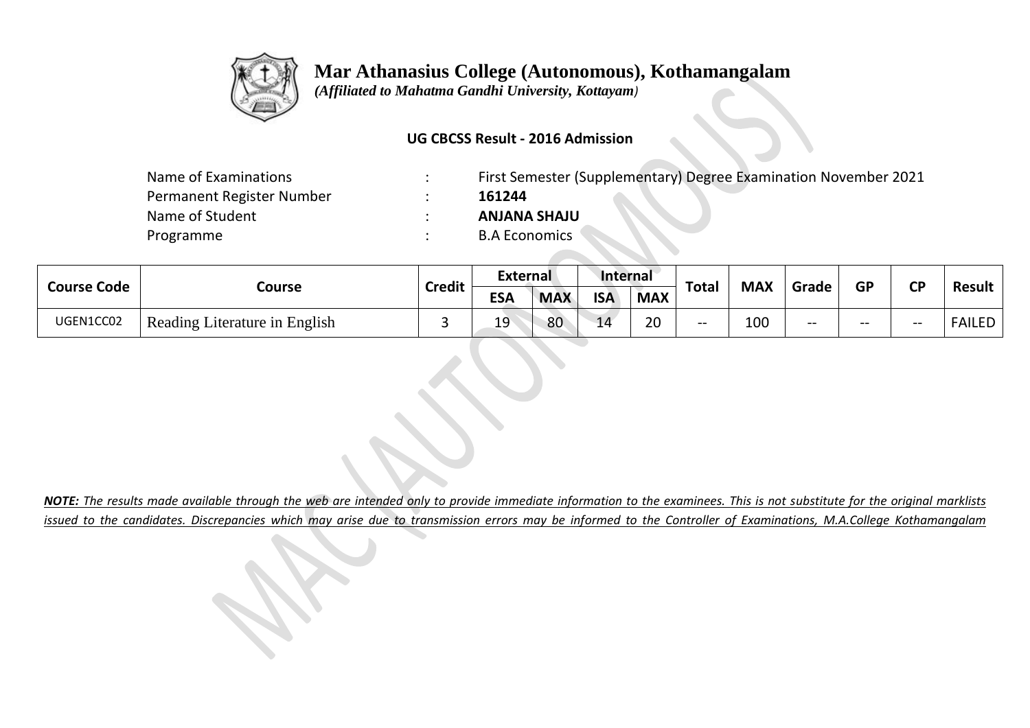# Mar Athanasius College (Autonomous), Kothamangalam

*(Affiliated to Mahatma Gandhi University, Kottayam)*

**UG CBCSS Result - 2016 Admission**

| | | |
|---|---|---|
| Name of Examinations | : | First Semester (Supplementary) Degree Examination November 2021 |
| Permanent Register Number | : | **161244** |
| Name of Student | : | **ANJANA SHAJU** |
| Programme | : | B.A Economics |

| Course Code | Course | Credit | External | | Internal | | Total | MAX | Grade | GP | CP | Result |
|---|---|---|---|---|---|---|---|---|---|---|---|---|
| | | | ESA | MAX | ISA | MAX | | | | | | |
| UGEN1CC02 | Reading Literature in English | 3 | 19 | 80 | 14 | 20 | -- | 100 | -- | -- | -- | FAILED |

***NOTE:** The results made available through the web are intended only to provide immediate information to the examinees. This is not substitute for the original marklists issued to the candidates. Discrepancies which may arise due to transmission errors may be informed to the Controller of Examinations, M.A.College Kothamangalam*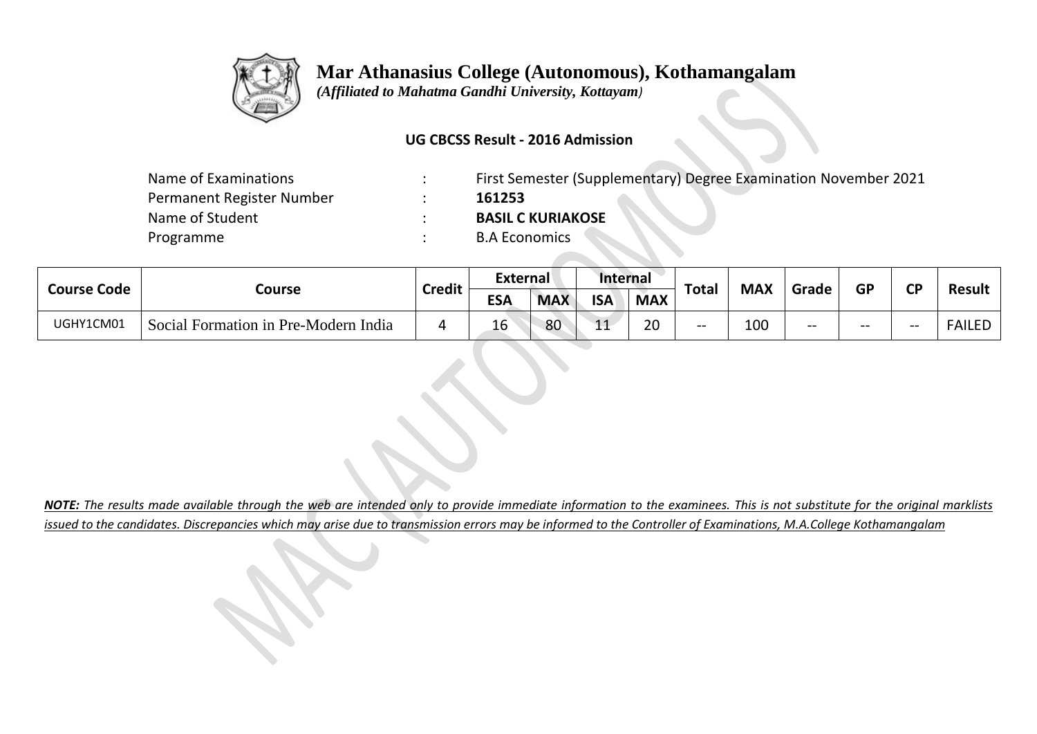# Mar Athanasius College (Autonomous), Kothamangalam

*(Affiliated to Mahatma Gandhi University, Kottayam)*

**UG CBCSS Result - 2016 Admission**

| | | |
|---|---|---|
| Name of Examinations | : | First Semester (Supplementary) Degree Examination November 2021 |
| Permanent Register Number | : | **161253** |
| Name of Student | : | **BASIL C KURIAKOSE** |
| Programme | : | B.A Economics |

| Course Code | Course | Credit | External | | Internal | | Total | MAX | Grade | GP | CP | Result |
|---|---|---|---|---|---|---|---|---|---|---|---|---|
| | | | ESA | MAX | ISA | MAX | | | | | | |
| UGHY1CM01 | Social Formation in Pre-Modern India | 4 | 16 | 80 | 11 | 20 | -- | 100 | -- | -- | -- | FAILED |

***NOTE:** The results made available through the web are intended only to provide immediate information to the examinees. This is not substitute for the original marklists issued to the candidates. Discrepancies which may arise due to transmission errors may be informed to the Controller of Examinations, M.A.College Kothamangalam*